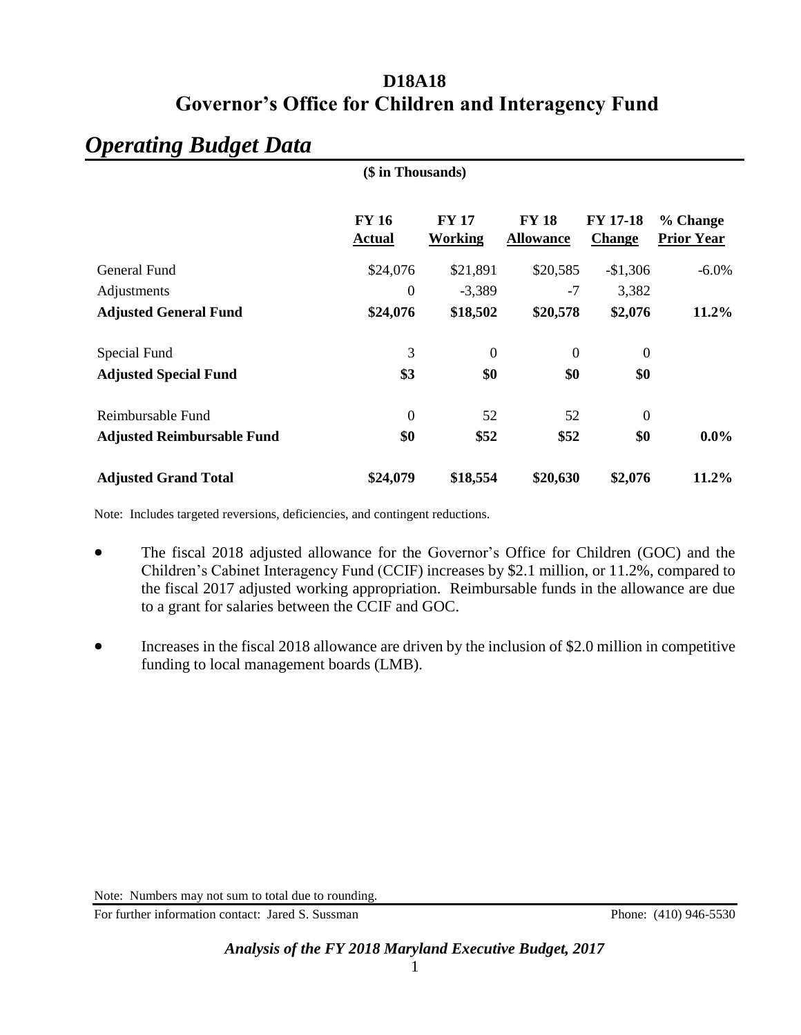# D18A18
# Governor's Office for Children and Interagency Fund

## *Operating Budget Data*

**($ in Thousands)**

| | FY 16 Actual | FY 17 Working | FY 18 Allowance | FY 17-18 Change | % Change Prior Year |
|---|---|---|---|---|---|
| General Fund | $24,076 | $21,891 | $20,585 | -$1,306 | -6.0% |
| Adjustments | 0 | -3,389 | -7 | 3,382 | |
| **Adjusted General Fund** | **$24,076** | **$18,502** | **$20,578** | **$2,076** | **11.2%** |
| Special Fund | 3 | 0 | 0 | 0 | |
| **Adjusted Special Fund** | **$3** | **$0** | **$0** | **$0** | |
| Reimbursable Fund | 0 | 52 | 52 | 0 | |
| **Adjusted Reimbursable Fund** | **$0** | **$52** | **$52** | **$0** | **0.0%** |
| **Adjusted Grand Total** | **$24,079** | **$18,554** | **$20,630** | **$2,076** | **11.2%** |

Note: Includes targeted reversions, deficiencies, and contingent reductions.

- The fiscal 2018 adjusted allowance for the Governor's Office for Children (GOC) and the Children's Cabinet Interagency Fund (CCIF) increases by $2.1 million, or 11.2%, compared to the fiscal 2017 adjusted working appropriation. Reimbursable funds in the allowance are due to a grant for salaries between the CCIF and GOC.

- Increases in the fiscal 2018 allowance are driven by the inclusion of $2.0 million in competitive funding to local management boards (LMB).

Note: Numbers may not sum to total due to rounding.

For further information contact: Jared S. Sussman Phone: (410) 946-5530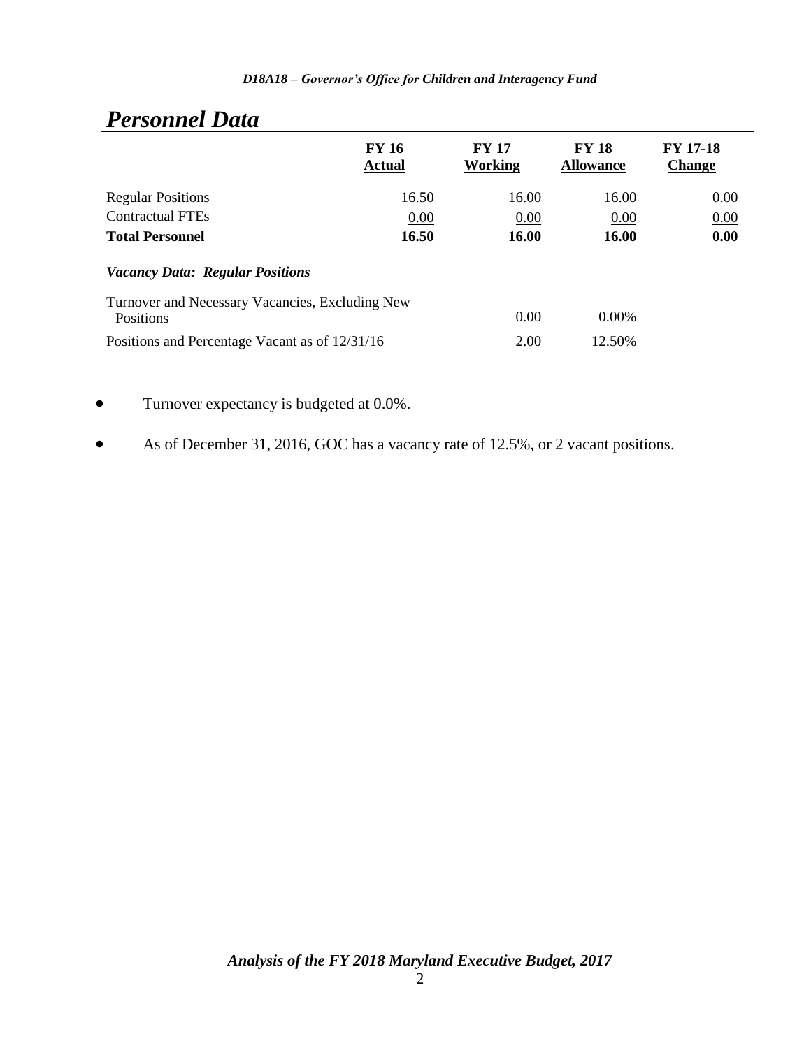## *Personnel Data*

| | FY 16 Actual | FY 17 Working | FY 18 Allowance | FY 17-18 Change |
|---|---|---|---|---|
| Regular Positions | 16.50 | 16.00 | 16.00 | 0.00 |
| Contractual FTEs | 0.00 | 0.00 | 0.00 | 0.00 |
| **Total Personnel** | **16.50** | **16.00** | **16.00** | **0.00** |
| ***Vacancy Data: Regular Positions*** | | | | |
| Turnover and Necessary Vacancies, Excluding New Positions | | 0.00 | 0.00% | |
| Positions and Percentage Vacant as of 12/31/16 | | 2.00 | 12.50% | |

- Turnover expectancy is budgeted at 0.0%.
- As of December 31, 2016, GOC has a vacancy rate of 12.5%, or 2 vacant positions.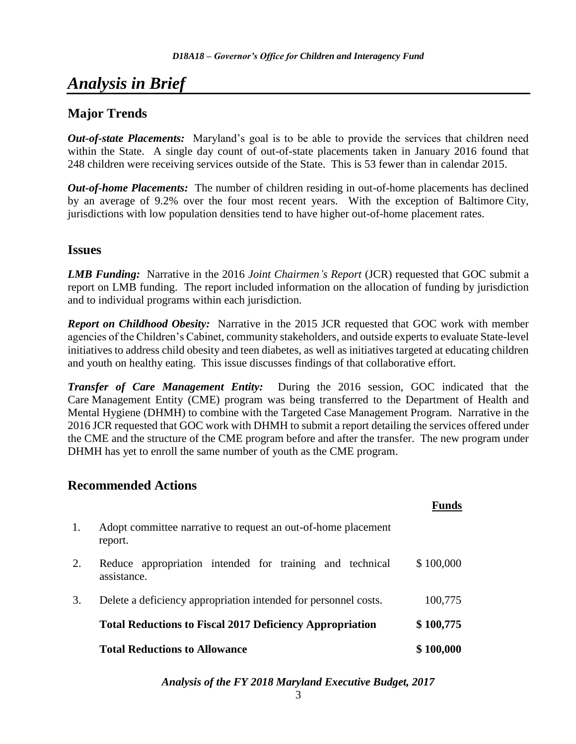# *Analysis in Brief*

## Major Trends

***Out-of-state Placements:*** Maryland's goal is to be able to provide the services that children need within the State. A single day count of out-of-state placements taken in January 2016 found that 248 children were receiving services outside of the State. This is 53 fewer than in calendar 2015.

***Out-of-home Placements:*** The number of children residing in out-of-home placements has declined by an average of 9.2% over the four most recent years. With the exception of Baltimore City, jurisdictions with low population densities tend to have higher out-of-home placement rates.

## Issues

***LMB Funding:*** Narrative in the 2016 *Joint Chairmen's Report* (JCR) requested that GOC submit a report on LMB funding. The report included information on the allocation of funding by jurisdiction and to individual programs within each jurisdiction.

***Report on Childhood Obesity:*** Narrative in the 2015 JCR requested that GOC work with member agencies of the Children's Cabinet, community stakeholders, and outside experts to evaluate State-level initiatives to address child obesity and teen diabetes, as well as initiatives targeted at educating children and youth on healthy eating. This issue discusses findings of that collaborative effort.

***Transfer of Care Management Entity:*** During the 2016 session, GOC indicated that the Care Management Entity (CME) program was being transferred to the Department of Health and Mental Hygiene (DHMH) to combine with the Targeted Case Management Program. Narrative in the 2016 JCR requested that GOC work with DHMH to submit a report detailing the services offered under the CME and the structure of the CME program before and after the transfer. The new program under DHMH has yet to enroll the same number of youth as the CME program.

## Recommended Actions

| | | Funds |
|---|---|---|
| 1. | Adopt committee narrative to request an out-of-home placement report. | |
| 2. | Reduce appropriation intended for training and technical assistance. | $ 100,000 |
| 3. | Delete a deficiency appropriation intended for personnel costs. | 100,775 |
| | **Total Reductions to Fiscal 2017 Deficiency Appropriation** | **$ 100,775** |
| | **Total Reductions to Allowance** | **$ 100,000** |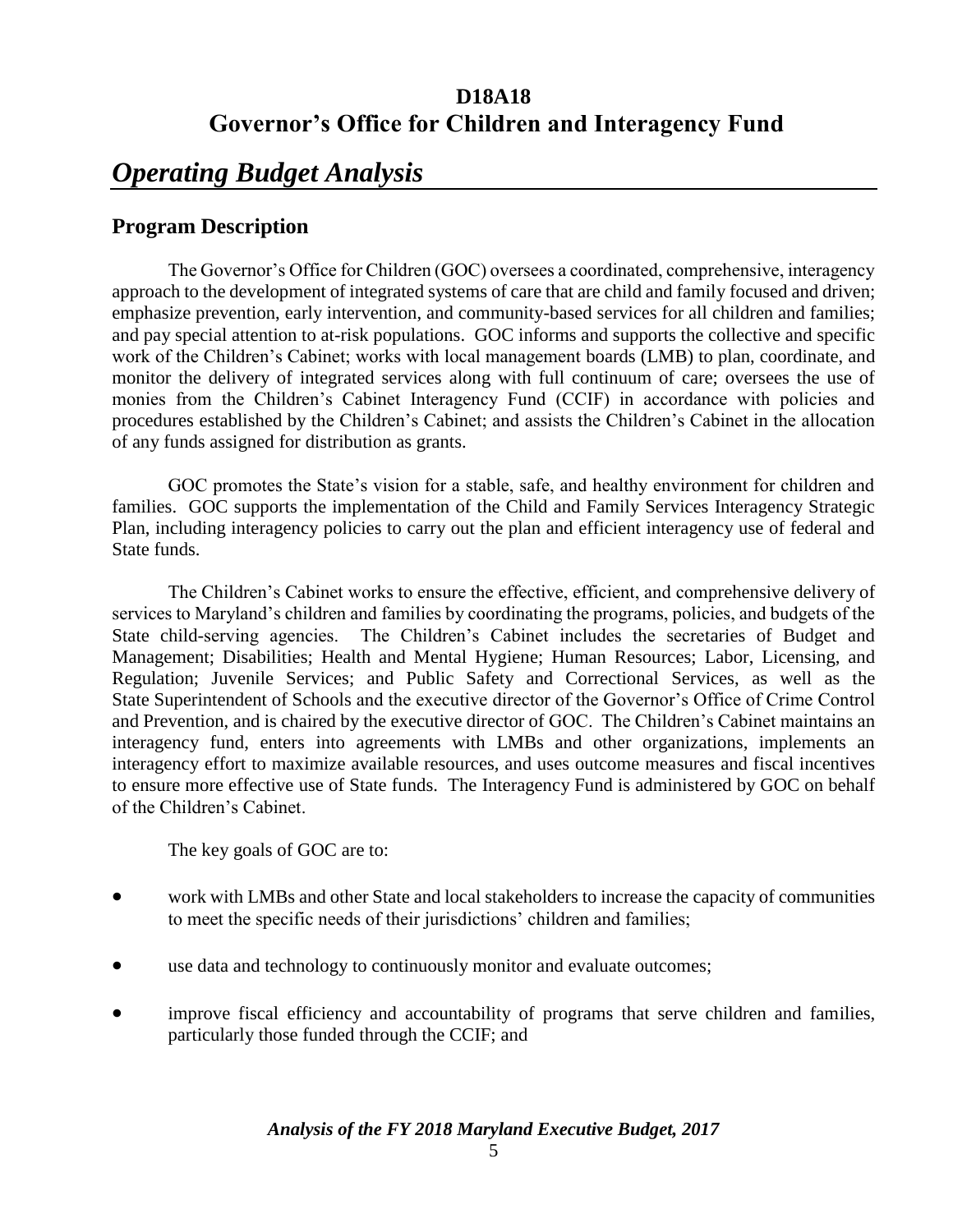# D18A18
# Governor's Office for Children and Interagency Fund

## *Operating Budget Analysis*

### Program Description

The Governor's Office for Children (GOC) oversees a coordinated, comprehensive, interagency approach to the development of integrated systems of care that are child and family focused and driven; emphasize prevention, early intervention, and community-based services for all children and families; and pay special attention to at-risk populations. GOC informs and supports the collective and specific work of the Children's Cabinet; works with local management boards (LMB) to plan, coordinate, and monitor the delivery of integrated services along with full continuum of care; oversees the use of monies from the Children's Cabinet Interagency Fund (CCIF) in accordance with policies and procedures established by the Children's Cabinet; and assists the Children's Cabinet in the allocation of any funds assigned for distribution as grants.

GOC promotes the State's vision for a stable, safe, and healthy environment for children and families. GOC supports the implementation of the Child and Family Services Interagency Strategic Plan, including interagency policies to carry out the plan and efficient interagency use of federal and State funds.

The Children's Cabinet works to ensure the effective, efficient, and comprehensive delivery of services to Maryland's children and families by coordinating the programs, policies, and budgets of the State child-serving agencies. The Children's Cabinet includes the secretaries of Budget and Management; Disabilities; Health and Mental Hygiene; Human Resources; Labor, Licensing, and Regulation; Juvenile Services; and Public Safety and Correctional Services, as well as the State Superintendent of Schools and the executive director of the Governor's Office of Crime Control and Prevention, and is chaired by the executive director of GOC. The Children's Cabinet maintains an interagency fund, enters into agreements with LMBs and other organizations, implements an interagency effort to maximize available resources, and uses outcome measures and fiscal incentives to ensure more effective use of State funds. The Interagency Fund is administered by GOC on behalf of the Children's Cabinet.

The key goals of GOC are to:

- work with LMBs and other State and local stakeholders to increase the capacity of communities to meet the specific needs of their jurisdictions' children and families;
- use data and technology to continuously monitor and evaluate outcomes;
- improve fiscal efficiency and accountability of programs that serve children and families, particularly those funded through the CCIF; and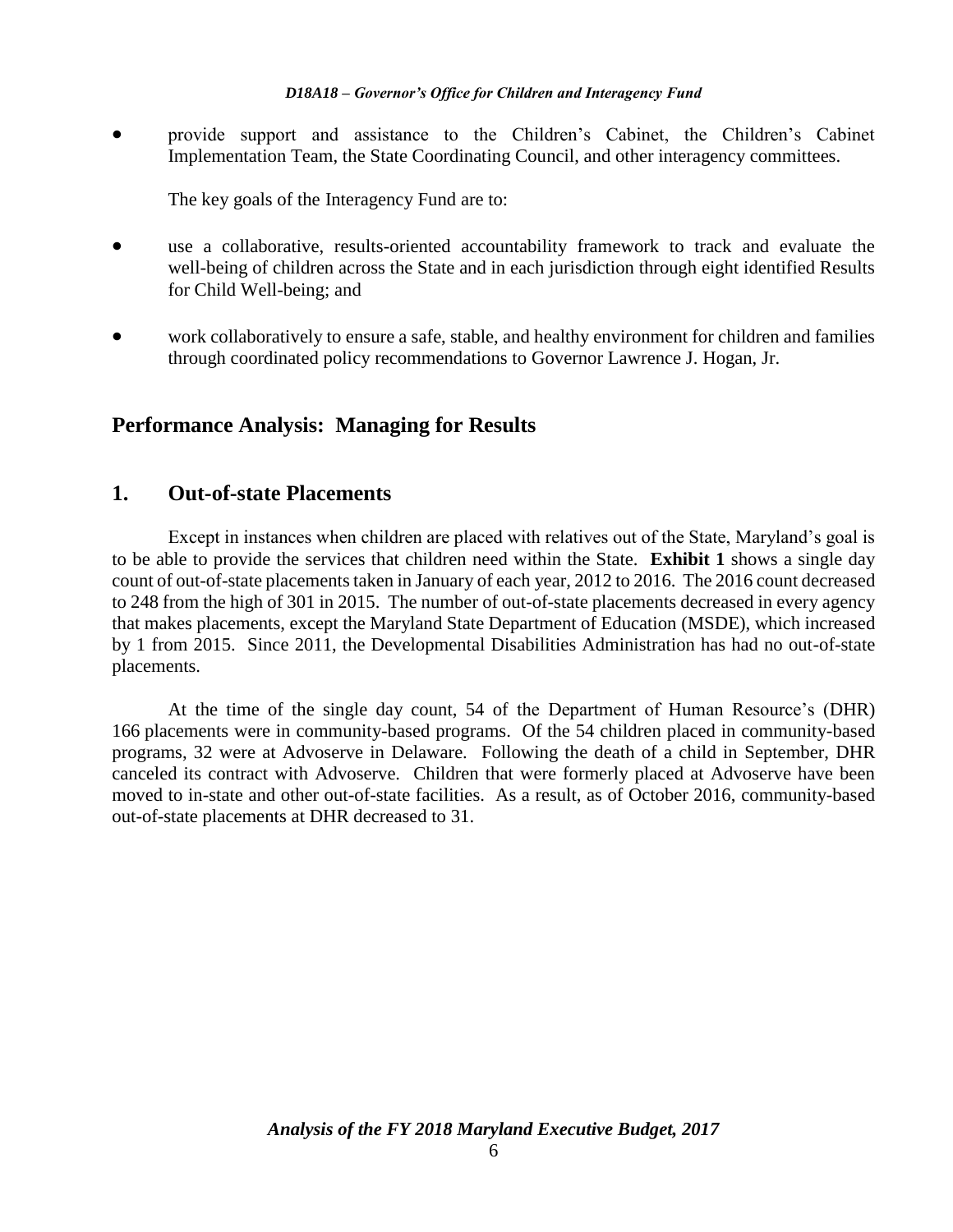- provide support and assistance to the Children's Cabinet, the Children's Cabinet Implementation Team, the State Coordinating Council, and other interagency committees.

The key goals of the Interagency Fund are to:

- use a collaborative, results-oriented accountability framework to track and evaluate the well-being of children across the State and in each jurisdiction through eight identified Results for Child Well-being; and

- work collaboratively to ensure a safe, stable, and healthy environment for children and families through coordinated policy recommendations to Governor Lawrence J. Hogan, Jr.

## Performance Analysis: Managing for Results

### 1. Out-of-state Placements

Except in instances when children are placed with relatives out of the State, Maryland's goal is to be able to provide the services that children need within the State. **Exhibit 1** shows a single day count of out-of-state placements taken in January of each year, 2012 to 2016. The 2016 count decreased to 248 from the high of 301 in 2015. The number of out-of-state placements decreased in every agency that makes placements, except the Maryland State Department of Education (MSDE), which increased by 1 from 2015. Since 2011, the Developmental Disabilities Administration has had no out-of-state placements.

At the time of the single day count, 54 of the Department of Human Resource's (DHR) 166 placements were in community-based programs. Of the 54 children placed in community-based programs, 32 were at Advoserve in Delaware. Following the death of a child in September, DHR canceled its contract with Advoserve. Children that were formerly placed at Advoserve have been moved to in-state and other out-of-state facilities. As a result, as of October 2016, community-based out-of-state placements at DHR decreased to 31.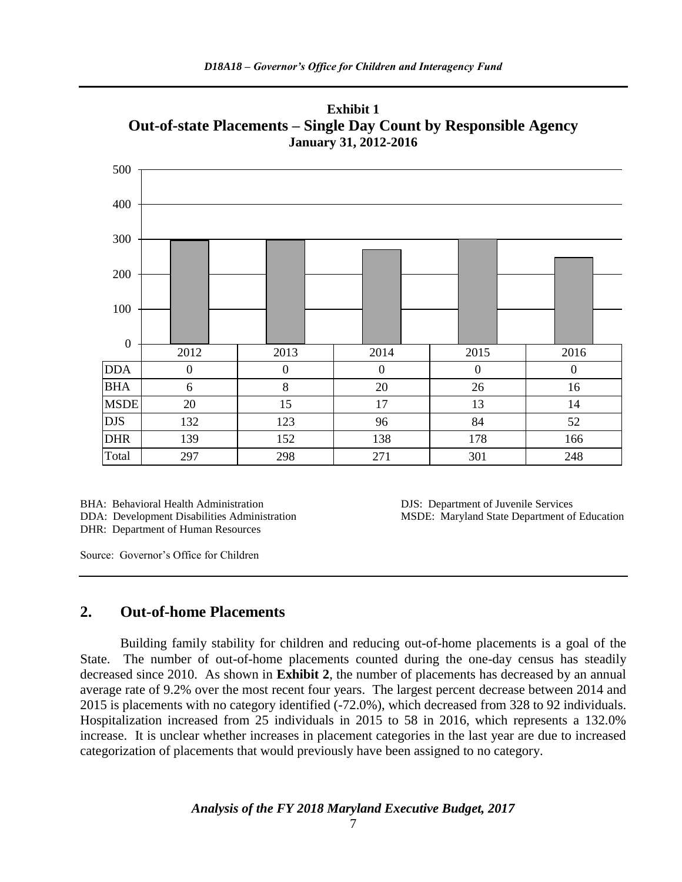**Exhibit 1**
**Out-of-state Placements – Single Day Count by Responsible Agency**
**January 31, 2012-2016**

| | 2012 | 2013 | 2014 | 2015 | 2016 |
|---|---|---|---|---|---|
| DDA | 0 | 0 | 0 | 0 | 0 |
| BHA | 6 | 8 | 20 | 26 | 16 |
| MSDE | 20 | 15 | 17 | 13 | 14 |
| DJS | 132 | 123 | 96 | 84 | 52 |
| DHR | 139 | 152 | 138 | 178 | 166 |
| Total | 297 | 298 | 271 | 301 | 248 |

BHA: Behavioral Health Administration
DDA: Development Disabilities Administration
DHR: Department of Human Resources
DJS: Department of Juvenile Services
MSDE: Maryland State Department of Education

Source: Governor's Office for Children

## 2. Out-of-home Placements

Building family stability for children and reducing out-of-home placements is a goal of the State. The number of out-of-home placements counted during the one-day census has steadily decreased since 2010. As shown in **Exhibit 2**, the number of placements has decreased by an annual average rate of 9.2% over the most recent four years. The largest percent decrease between 2014 and 2015 is placements with no category identified (-72.0%), which decreased from 328 to 92 individuals. Hospitalization increased from 25 individuals in 2015 to 58 in 2016, which represents a 132.0% increase. It is unclear whether increases in placement categories in the last year are due to increased categorization of placements that would previously have been assigned to no category.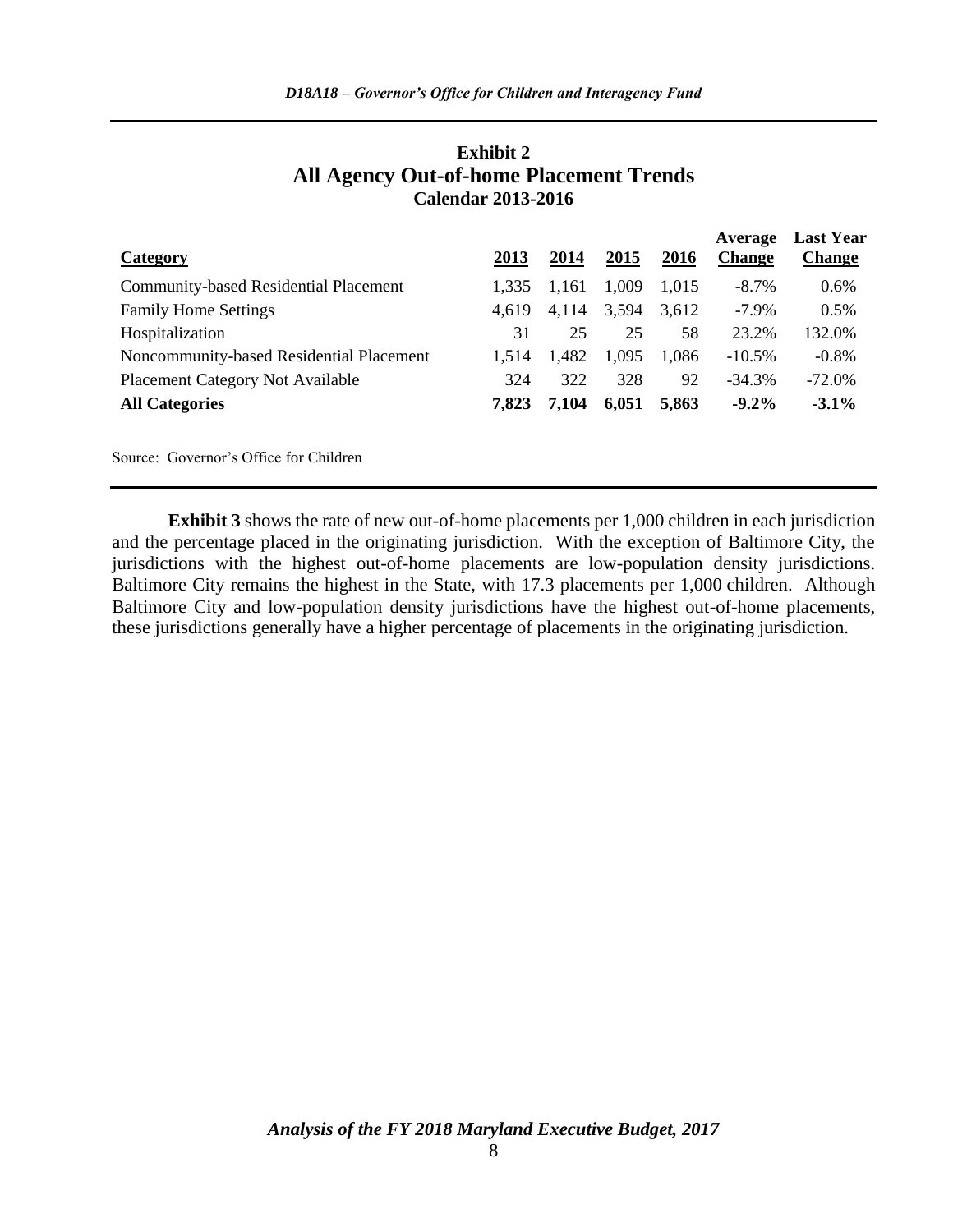**Exhibit 2**
**All Agency Out-of-home Placement Trends**
**Calendar 2013-2016**

| Category | 2013 | 2014 | 2015 | 2016 | Average Change | Last Year Change |
|---|---|---|---|---|---|---|
| Community-based Residential Placement | 1,335 | 1,161 | 1,009 | 1,015 | -8.7% | 0.6% |
| Family Home Settings | 4,619 | 4,114 | 3,594 | 3,612 | -7.9% | 0.5% |
| Hospitalization | 31 | 25 | 25 | 58 | 23.2% | 132.0% |
| Noncommunity-based Residential Placement | 1,514 | 1,482 | 1,095 | 1,086 | -10.5% | -0.8% |
| Placement Category Not Available | 324 | 322 | 328 | 92 | -34.3% | -72.0% |
| **All Categories** | **7,823** | **7,104** | **6,051** | **5,863** | **-9.2%** | **-3.1%** |

Source: Governor's Office for Children

**Exhibit 3** shows the rate of new out-of-home placements per 1,000 children in each jurisdiction and the percentage placed in the originating jurisdiction. With the exception of Baltimore City, the jurisdictions with the highest out-of-home placements are low-population density jurisdictions. Baltimore City remains the highest in the State, with 17.3 placements per 1,000 children. Although Baltimore City and low-population density jurisdictions have the highest out-of-home placements, these jurisdictions generally have a higher percentage of placements in the originating jurisdiction.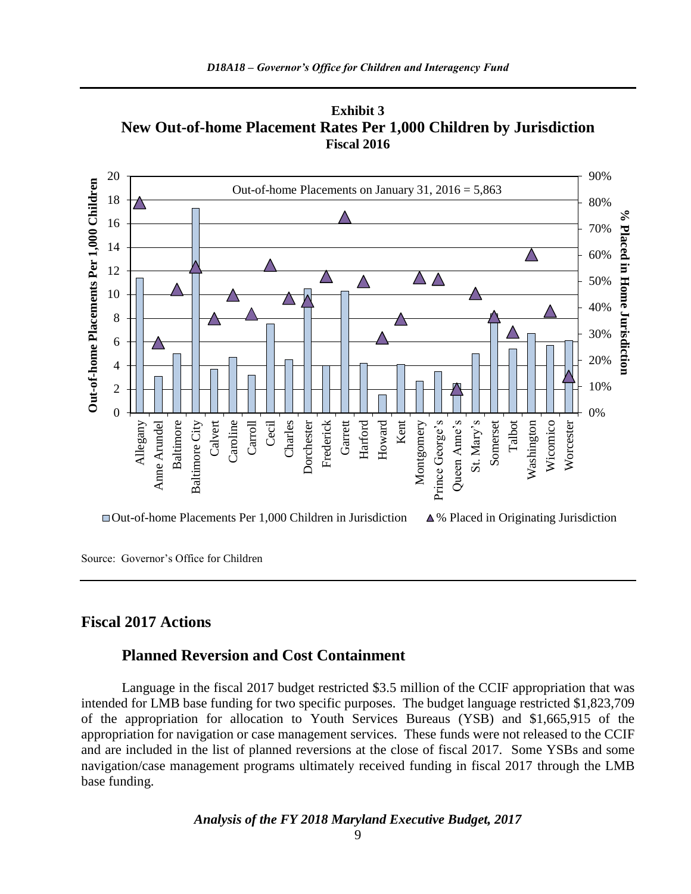**Exhibit 3**
**New Out-of-home Placement Rates Per 1,000 Children by Jurisdiction**
**Fiscal 2016**

Out-of-home Placements on January 31, 2016 = 5,863

Out-of-home Placements Per 1,000 Children in Jurisdiction; % Placed in Originating Jurisdiction

Source: Governor's Office for Children

## Fiscal 2017 Actions

### Planned Reversion and Cost Containment

Language in the fiscal 2017 budget restricted $3.5 million of the CCIF appropriation that was intended for LMB base funding for two specific purposes. The budget language restricted $1,823,709 of the appropriation for allocation to Youth Services Bureaus (YSB) and $1,665,915 of the appropriation for navigation or case management services. These funds were not released to the CCIF and are included in the list of planned reversions at the close of fiscal 2017. Some YSBs and some navigation/case management programs ultimately received funding in fiscal 2017 through the LMB base funding.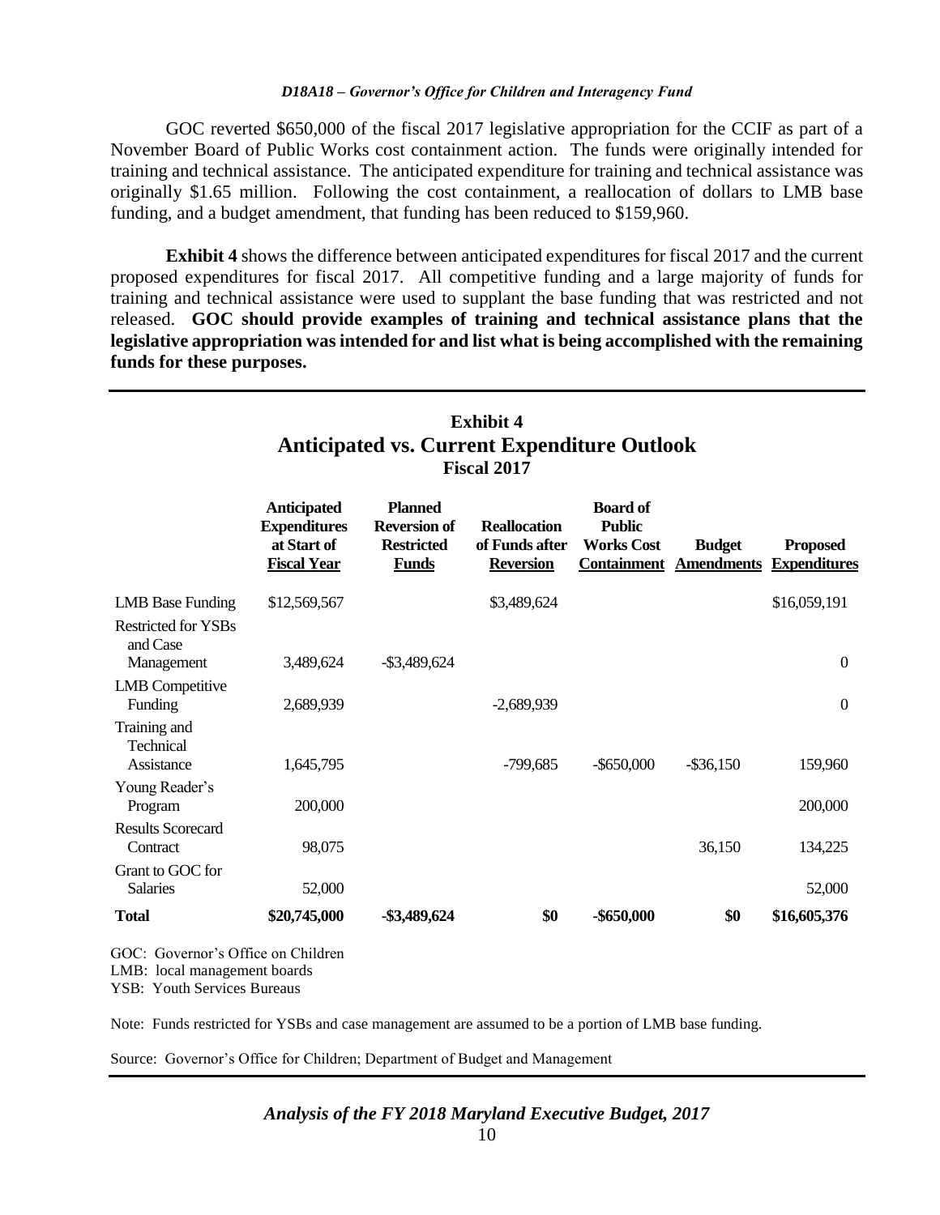GOC reverted $650,000 of the fiscal 2017 legislative appropriation for the CCIF as part of a November Board of Public Works cost containment action. The funds were originally intended for training and technical assistance. The anticipated expenditure for training and technical assistance was originally $1.65 million. Following the cost containment, a reallocation of dollars to LMB base funding, and a budget amendment, that funding has been reduced to $159,960.

**Exhibit 4** shows the difference between anticipated expenditures for fiscal 2017 and the current proposed expenditures for fiscal 2017. All competitive funding and a large majority of funds for training and technical assistance were used to supplant the base funding that was restricted and not released. **GOC should provide examples of training and technical assistance plans that the legislative appropriation was intended for and list what is being accomplished with the remaining funds for these purposes.**

### Exhibit 4
### Anticipated vs. Current Expenditure Outlook
**Fiscal 2017**

| | Anticipated Expenditures at Start of Fiscal Year | Planned Reversion of Restricted Funds | Reallocation of Funds after Reversion | Board of Public Works Cost Containment | Budget Amendments | Proposed Expenditures |
|---|---|---|---|---|---|---|
| LMB Base Funding | $12,569,567 | | $3,489,624 | | | $16,059,191 |
| Restricted for YSBs and Case Management | 3,489,624 | -$3,489,624 | | | | 0 |
| LMB Competitive Funding | 2,689,939 | | -2,689,939 | | | 0 |
| Training and Technical Assistance | 1,645,795 | | -799,685 | -$650,000 | -$36,150 | 159,960 |
| Young Reader's Program | 200,000 | | | | | 200,000 |
| Results Scorecard Contract | 98,075 | | | | 36,150 | 134,225 |
| Grant to GOC for Salaries | 52,000 | | | | | 52,000 |
| **Total** | **$20,745,000** | **-$3,489,624** | **$0** | **-$650,000** | **$0** | **$16,605,376** |

GOC: Governor's Office on Children
LMB: local management boards
YSB: Youth Services Bureaus

Note: Funds restricted for YSBs and case management are assumed to be a portion of LMB base funding.

Source: Governor's Office for Children; Department of Budget and Management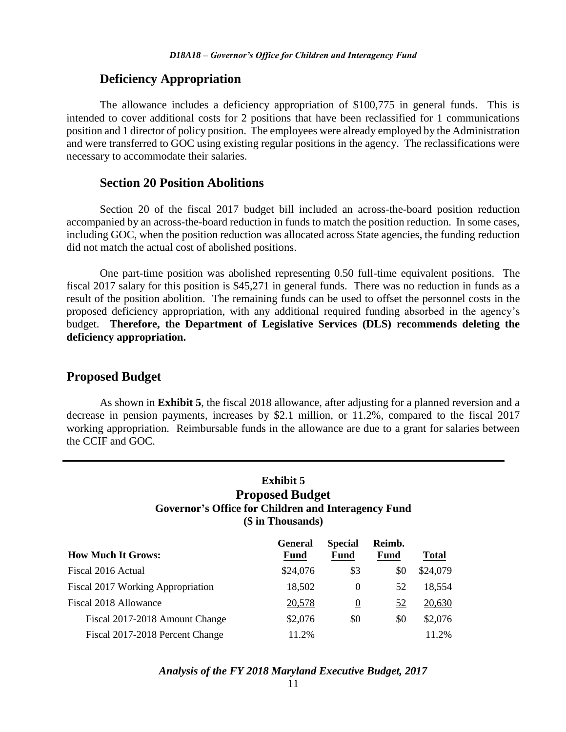### Deficiency Appropriation

The allowance includes a deficiency appropriation of $100,775 in general funds. This is intended to cover additional costs for 2 positions that have been reclassified for 1 communications position and 1 director of policy position. The employees were already employed by the Administration and were transferred to GOC using existing regular positions in the agency. The reclassifications were necessary to accommodate their salaries.

### Section 20 Position Abolitions

Section 20 of the fiscal 2017 budget bill included an across-the-board position reduction accompanied by an across-the-board reduction in funds to match the position reduction. In some cases, including GOC, when the position reduction was allocated across State agencies, the funding reduction did not match the actual cost of abolished positions.

One part-time position was abolished representing 0.50 full-time equivalent positions. The fiscal 2017 salary for this position is $45,271 in general funds. There was no reduction in funds as a result of the position abolition. The remaining funds can be used to offset the personnel costs in the proposed deficiency appropriation, with any additional required funding absorbed in the agency's budget. **Therefore, the Department of Legislative Services (DLS) recommends deleting the deficiency appropriation.**

## Proposed Budget

As shown in **Exhibit 5**, the fiscal 2018 allowance, after adjusting for a planned reversion and a decrease in pension payments, increases by $2.1 million, or 11.2%, compared to the fiscal 2017 working appropriation. Reimbursable funds in the allowance are due to a grant for salaries between the CCIF and GOC.

**Exhibit 5**
**Proposed Budget**
**Governor's Office for Children and Interagency Fund**
**($ in Thousands)**

| How Much It Grows: | General Fund | Special Fund | Reimb. Fund | Total |
|---|---|---|---|---|
| Fiscal 2016 Actual | $24,076 | $3 | $0 | $24,079 |
| Fiscal 2017 Working Appropriation | 18,502 | 0 | 52 | 18,554 |
| Fiscal 2018 Allowance | 20,578 | 0 | 52 | 20,630 |
| Fiscal 2017-2018 Amount Change | $2,076 | $0 | $0 | $2,076 |
| Fiscal 2017-2018 Percent Change | 11.2% | | | 11.2% |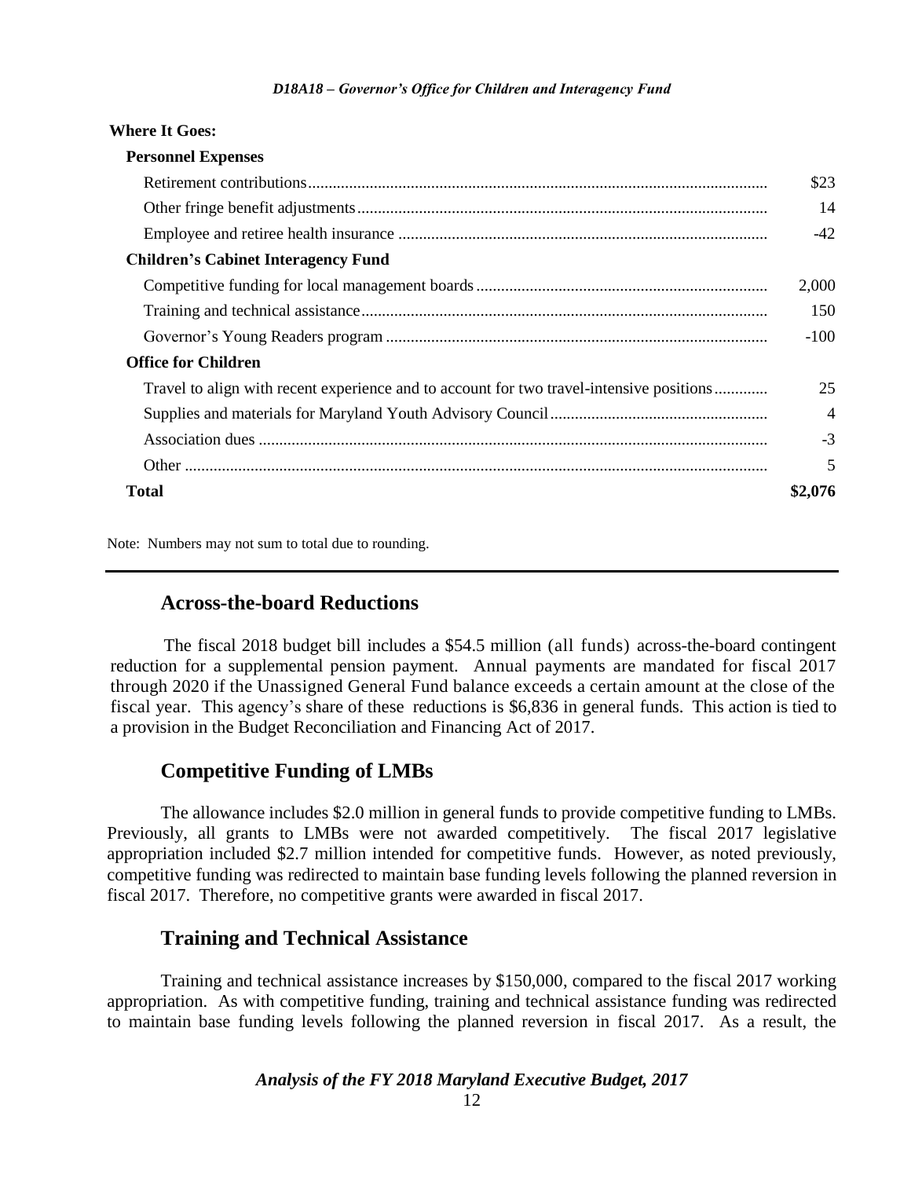**Where It Goes:**

| | |
|---|---|
| **Personnel Expenses** | |
| Retirement contributions | $23 |
| Other fringe benefit adjustments | 14 |
| Employee and retiree health insurance | -42 |
| **Children's Cabinet Interagency Fund** | |
| Competitive funding for local management boards | 2,000 |
| Training and technical assistance | 150 |
| Governor's Young Readers program | -100 |
| **Office for Children** | |
| Travel to align with recent experience and to account for two travel-intensive positions | 25 |
| Supplies and materials for Maryland Youth Advisory Council | 4 |
| Association dues | -3 |
| Other | 5 |
| **Total** | **$2,076** |

Note: Numbers may not sum to total due to rounding.

## Across-the-board Reductions

The fiscal 2018 budget bill includes a $54.5 million (all funds) across-the-board contingent reduction for a supplemental pension payment. Annual payments are mandated for fiscal 2017 through 2020 if the Unassigned General Fund balance exceeds a certain amount at the close of the fiscal year. This agency's share of these reductions is $6,836 in general funds. This action is tied to a provision in the Budget Reconciliation and Financing Act of 2017.

## Competitive Funding of LMBs

The allowance includes $2.0 million in general funds to provide competitive funding to LMBs. Previously, all grants to LMBs were not awarded competitively. The fiscal 2017 legislative appropriation included $2.7 million intended for competitive funds. However, as noted previously, competitive funding was redirected to maintain base funding levels following the planned reversion in fiscal 2017. Therefore, no competitive grants were awarded in fiscal 2017.

## Training and Technical Assistance

Training and technical assistance increases by $150,000, compared to the fiscal 2017 working appropriation. As with competitive funding, training and technical assistance funding was redirected to maintain base funding levels following the planned reversion in fiscal 2017. As a result, the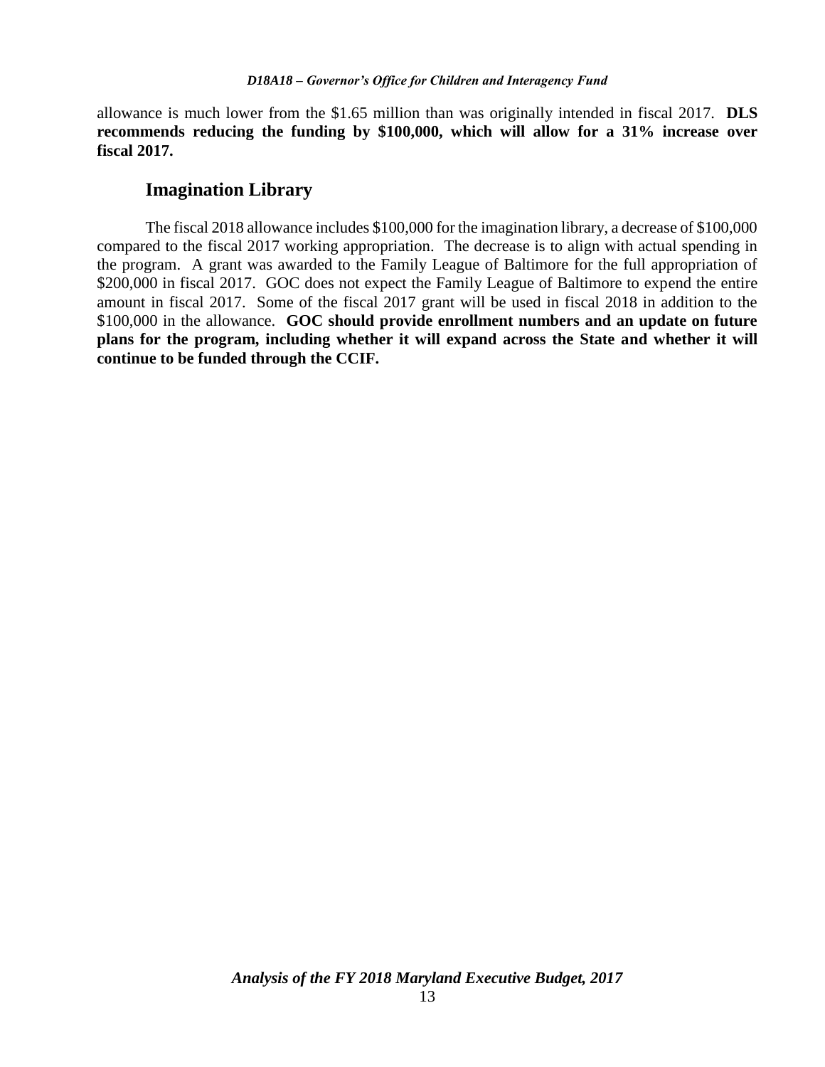allowance is much lower from the $1.65 million than was originally intended in fiscal 2017. **DLS recommends reducing the funding by $100,000, which will allow for a 31% increase over fiscal 2017.**

## Imagination Library

The fiscal 2018 allowance includes $100,000 for the imagination library, a decrease of $100,000 compared to the fiscal 2017 working appropriation. The decrease is to align with actual spending in the program. A grant was awarded to the Family League of Baltimore for the full appropriation of $200,000 in fiscal 2017. GOC does not expect the Family League of Baltimore to expend the entire amount in fiscal 2017. Some of the fiscal 2017 grant will be used in fiscal 2018 in addition to the $100,000 in the allowance. **GOC should provide enrollment numbers and an update on future plans for the program, including whether it will expand across the State and whether it will continue to be funded through the CCIF.**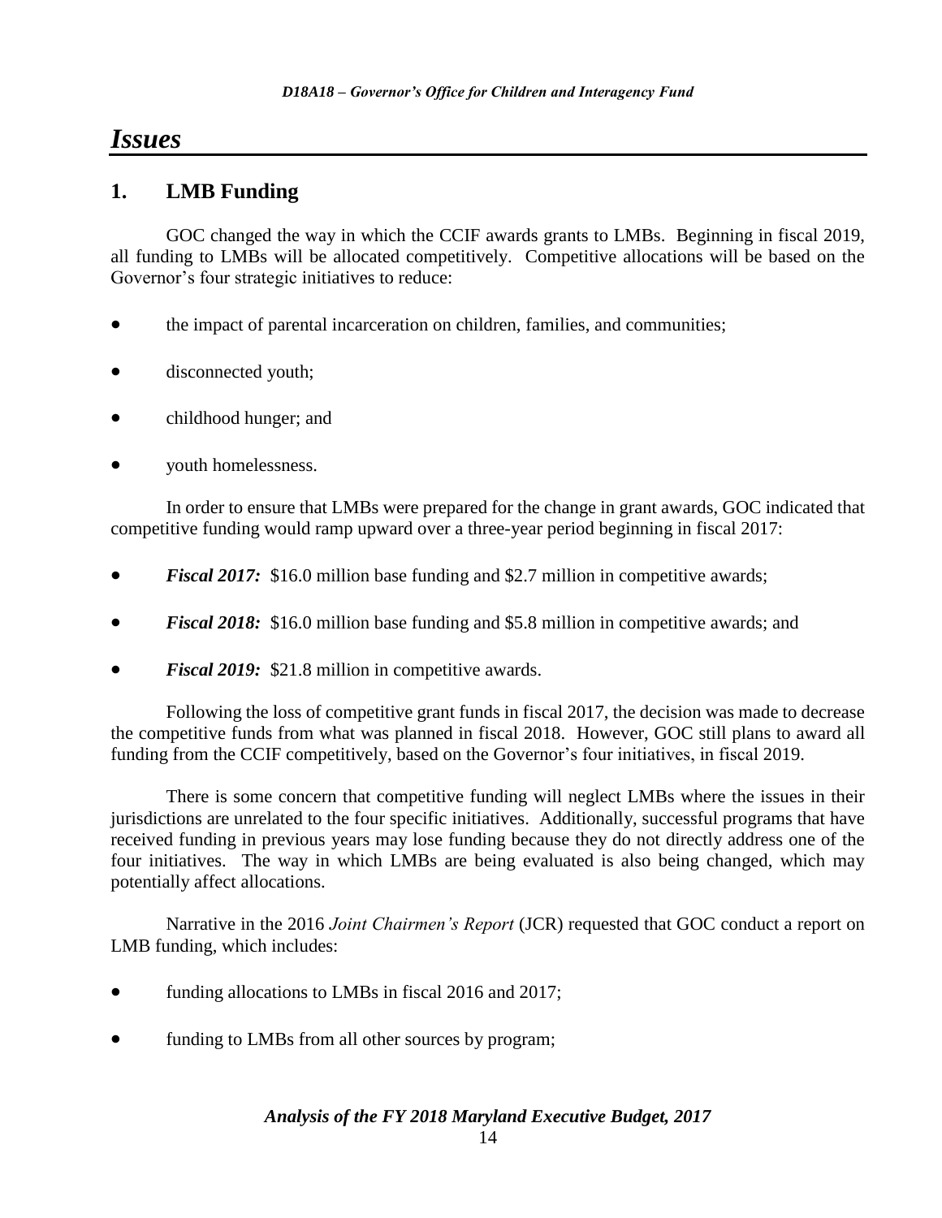# Issues

## 1. LMB Funding

GOC changed the way in which the CCIF awards grants to LMBs. Beginning in fiscal 2019, all funding to LMBs will be allocated competitively. Competitive allocations will be based on the Governor's four strategic initiatives to reduce:

- the impact of parental incarceration on children, families, and communities;
- disconnected youth;
- childhood hunger; and
- youth homelessness.

In order to ensure that LMBs were prepared for the change in grant awards, GOC indicated that competitive funding would ramp upward over a three-year period beginning in fiscal 2017:

- ***Fiscal 2017:*** $16.0 million base funding and $2.7 million in competitive awards;
- ***Fiscal 2018:*** $16.0 million base funding and $5.8 million in competitive awards; and
- ***Fiscal 2019:*** $21.8 million in competitive awards.

Following the loss of competitive grant funds in fiscal 2017, the decision was made to decrease the competitive funds from what was planned in fiscal 2018. However, GOC still plans to award all funding from the CCIF competitively, based on the Governor's four initiatives, in fiscal 2019.

There is some concern that competitive funding will neglect LMBs where the issues in their jurisdictions are unrelated to the four specific initiatives. Additionally, successful programs that have received funding in previous years may lose funding because they do not directly address one of the four initiatives. The way in which LMBs are being evaluated is also being changed, which may potentially affect allocations.

Narrative in the 2016 *Joint Chairmen's Report* (JCR) requested that GOC conduct a report on LMB funding, which includes:

- funding allocations to LMBs in fiscal 2016 and 2017;
- funding to LMBs from all other sources by program;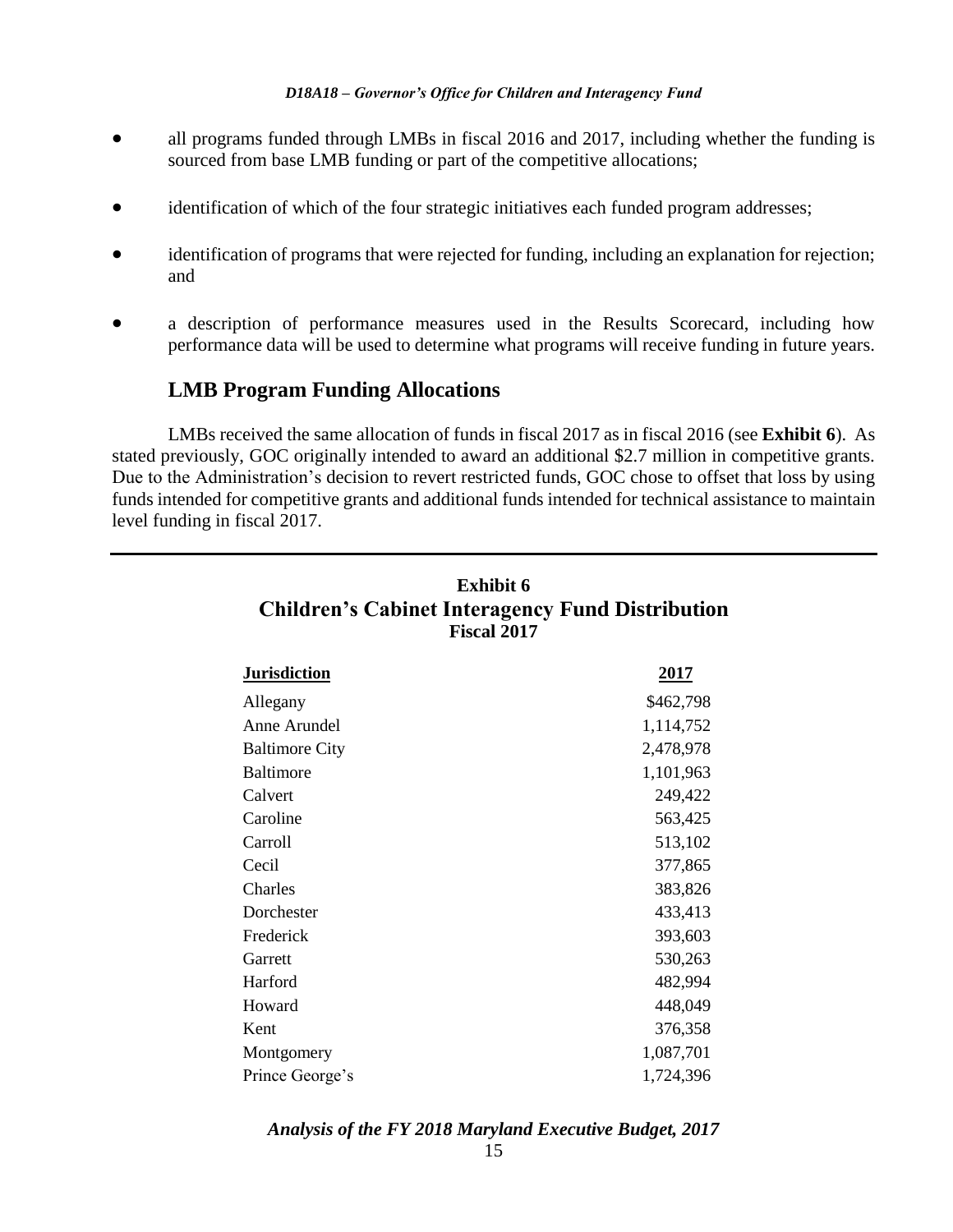- all programs funded through LMBs in fiscal 2016 and 2017, including whether the funding is sourced from base LMB funding or part of the competitive allocations;
- identification of which of the four strategic initiatives each funded program addresses;
- identification of programs that were rejected for funding, including an explanation for rejection; and
- a description of performance measures used in the Results Scorecard, including how performance data will be used to determine what programs will receive funding in future years.

## LMB Program Funding Allocations

LMBs received the same allocation of funds in fiscal 2017 as in fiscal 2016 (see **Exhibit 6**). As stated previously, GOC originally intended to award an additional $2.7 million in competitive grants. Due to the Administration's decision to revert restricted funds, GOC chose to offset that loss by using funds intended for competitive grants and additional funds intended for technical assistance to maintain level funding in fiscal 2017.

**Exhibit 6**
**Children's Cabinet Interagency Fund Distribution**
**Fiscal 2017**

| Jurisdiction | 2017 |
|---|---|
| Allegany | $462,798 |
| Anne Arundel | 1,114,752 |
| Baltimore City | 2,478,978 |
| Baltimore | 1,101,963 |
| Calvert | 249,422 |
| Caroline | 563,425 |
| Carroll | 513,102 |
| Cecil | 377,865 |
| Charles | 383,826 |
| Dorchester | 433,413 |
| Frederick | 393,603 |
| Garrett | 530,263 |
| Harford | 482,994 |
| Howard | 448,049 |
| Kent | 376,358 |
| Montgomery | 1,087,701 |
| Prince George's | 1,724,396 |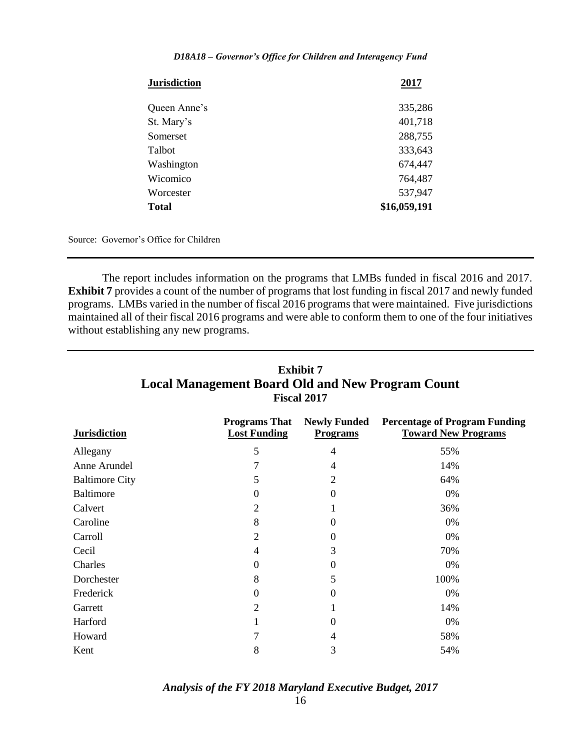| Jurisdiction | 2017 |
|---|---|
| Queen Anne's | 335,286 |
| St. Mary's | 401,718 |
| Somerset | 288,755 |
| Talbot | 333,643 |
| Washington | 674,447 |
| Wicomico | 764,487 |
| Worcester | 537,947 |
| **Total** | **$16,059,191** |

Source: Governor's Office for Children

The report includes information on the programs that LMBs funded in fiscal 2016 and 2017. **Exhibit 7** provides a count of the number of programs that lost funding in fiscal 2017 and newly funded programs. LMBs varied in the number of fiscal 2016 programs that were maintained. Five jurisdictions maintained all of their fiscal 2016 programs and were able to conform them to one of the four initiatives without establishing any new programs.

## Exhibit 7
## Local Management Board Old and New Program Count
### Fiscal 2017

| Jurisdiction | Programs That Lost Funding | Newly Funded Programs | Percentage of Program Funding Toward New Programs |
|---|---|---|---|
| Allegany | 5 | 4 | 55% |
| Anne Arundel | 7 | 4 | 14% |
| Baltimore City | 5 | 2 | 64% |
| Baltimore | 0 | 0 | 0% |
| Calvert | 2 | 1 | 36% |
| Caroline | 8 | 0 | 0% |
| Carroll | 2 | 0 | 0% |
| Cecil | 4 | 3 | 70% |
| Charles | 0 | 0 | 0% |
| Dorchester | 8 | 5 | 100% |
| Frederick | 0 | 0 | 0% |
| Garrett | 2 | 1 | 14% |
| Harford | 1 | 0 | 0% |
| Howard | 7 | 4 | 58% |
| Kent | 8 | 3 | 54% |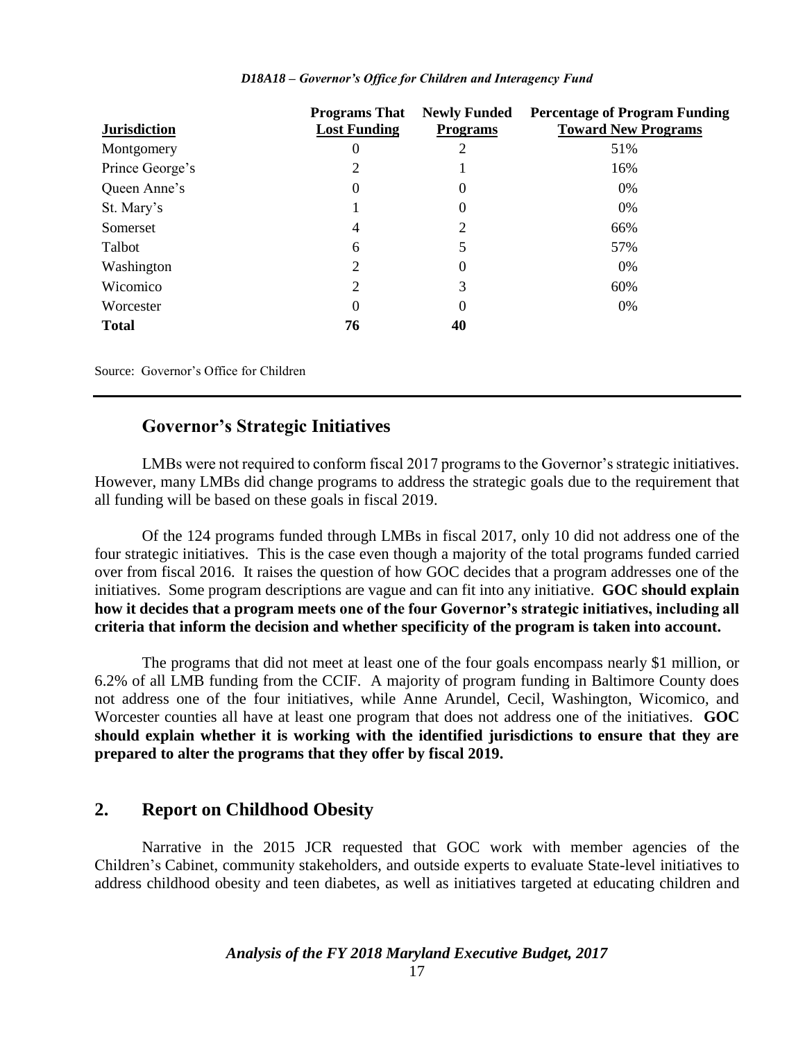| Jurisdiction | Programs That Lost Funding | Newly Funded Programs | Percentage of Program Funding Toward New Programs |
|---|---|---|---|
| Montgomery | 0 | 2 | 51% |
| Prince George's | 2 | 1 | 16% |
| Queen Anne's | 0 | 0 | 0% |
| St. Mary's | 1 | 0 | 0% |
| Somerset | 4 | 2 | 66% |
| Talbot | 6 | 5 | 57% |
| Washington | 2 | 0 | 0% |
| Wicomico | 2 | 3 | 60% |
| Worcester | 0 | 0 | 0% |
| **Total** | **76** | **40** | |

Source: Governor's Office for Children

### Governor's Strategic Initiatives

LMBs were not required to conform fiscal 2017 programs to the Governor's strategic initiatives. However, many LMBs did change programs to address the strategic goals due to the requirement that all funding will be based on these goals in fiscal 2019.

Of the 124 programs funded through LMBs in fiscal 2017, only 10 did not address one of the four strategic initiatives. This is the case even though a majority of the total programs funded carried over from fiscal 2016. It raises the question of how GOC decides that a program addresses one of the initiatives. Some program descriptions are vague and can fit into any initiative. **GOC should explain how it decides that a program meets one of the four Governor's strategic initiatives, including all criteria that inform the decision and whether specificity of the program is taken into account.**

The programs that did not meet at least one of the four goals encompass nearly $1 million, or 6.2% of all LMB funding from the CCIF. A majority of program funding in Baltimore County does not address one of the four initiatives, while Anne Arundel, Cecil, Washington, Wicomico, and Worcester counties all have at least one program that does not address one of the initiatives. **GOC should explain whether it is working with the identified jurisdictions to ensure that they are prepared to alter the programs that they offer by fiscal 2019.**

## 2. Report on Childhood Obesity

Narrative in the 2015 JCR requested that GOC work with member agencies of the Children's Cabinet, community stakeholders, and outside experts to evaluate State-level initiatives to address childhood obesity and teen diabetes, as well as initiatives targeted at educating children and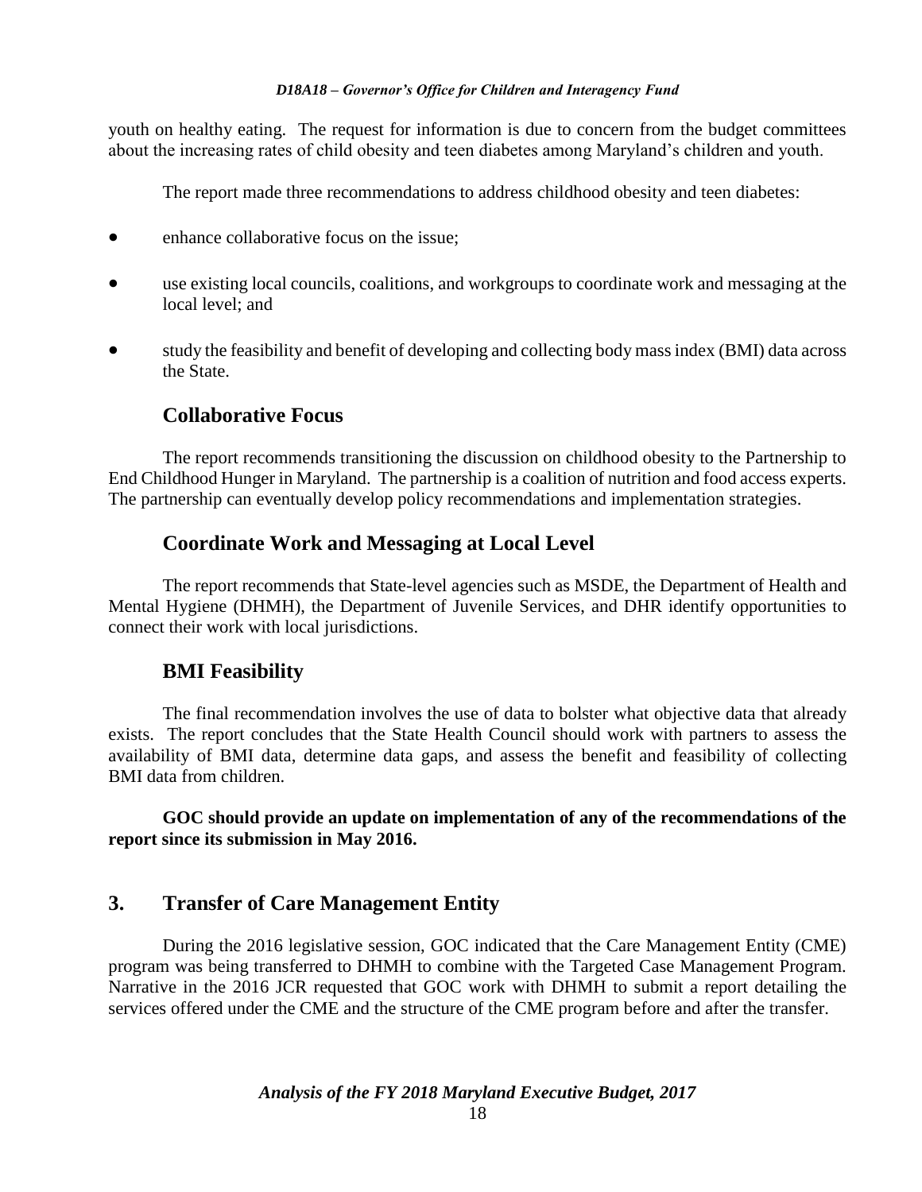youth on healthy eating. The request for information is due to concern from the budget committees about the increasing rates of child obesity and teen diabetes among Maryland's children and youth.

The report made three recommendations to address childhood obesity and teen diabetes:

- enhance collaborative focus on the issue;
- use existing local councils, coalitions, and workgroups to coordinate work and messaging at the local level; and
- study the feasibility and benefit of developing and collecting body mass index (BMI) data across the State.

### Collaborative Focus

The report recommends transitioning the discussion on childhood obesity to the Partnership to End Childhood Hunger in Maryland. The partnership is a coalition of nutrition and food access experts. The partnership can eventually develop policy recommendations and implementation strategies.

### Coordinate Work and Messaging at Local Level

The report recommends that State-level agencies such as MSDE, the Department of Health and Mental Hygiene (DHMH), the Department of Juvenile Services, and DHR identify opportunities to connect their work with local jurisdictions.

### BMI Feasibility

The final recommendation involves the use of data to bolster what objective data that already exists. The report concludes that the State Health Council should work with partners to assess the availability of BMI data, determine data gaps, and assess the benefit and feasibility of collecting BMI data from children.

**GOC should provide an update on implementation of any of the recommendations of the report since its submission in May 2016.**

## 3. Transfer of Care Management Entity

During the 2016 legislative session, GOC indicated that the Care Management Entity (CME) program was being transferred to DHMH to combine with the Targeted Case Management Program. Narrative in the 2016 JCR requested that GOC work with DHMH to submit a report detailing the services offered under the CME and the structure of the CME program before and after the transfer.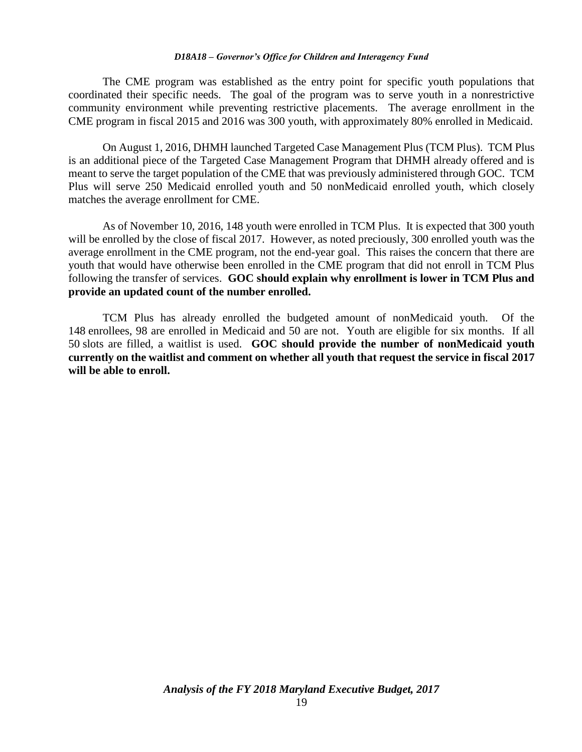The CME program was established as the entry point for specific youth populations that coordinated their specific needs. The goal of the program was to serve youth in a nonrestrictive community environment while preventing restrictive placements. The average enrollment in the CME program in fiscal 2015 and 2016 was 300 youth, with approximately 80% enrolled in Medicaid.

On August 1, 2016, DHMH launched Targeted Case Management Plus (TCM Plus). TCM Plus is an additional piece of the Targeted Case Management Program that DHMH already offered and is meant to serve the target population of the CME that was previously administered through GOC. TCM Plus will serve 250 Medicaid enrolled youth and 50 nonMedicaid enrolled youth, which closely matches the average enrollment for CME.

As of November 10, 2016, 148 youth were enrolled in TCM Plus. It is expected that 300 youth will be enrolled by the close of fiscal 2017. However, as noted preciously, 300 enrolled youth was the average enrollment in the CME program, not the end-year goal. This raises the concern that there are youth that would have otherwise been enrolled in the CME program that did not enroll in TCM Plus following the transfer of services. **GOC should explain why enrollment is lower in TCM Plus and provide an updated count of the number enrolled.**

TCM Plus has already enrolled the budgeted amount of nonMedicaid youth. Of the 148 enrollees, 98 are enrolled in Medicaid and 50 are not. Youth are eligible for six months. If all 50 slots are filled, a waitlist is used. **GOC should provide the number of nonMedicaid youth currently on the waitlist and comment on whether all youth that request the service in fiscal 2017 will be able to enroll.**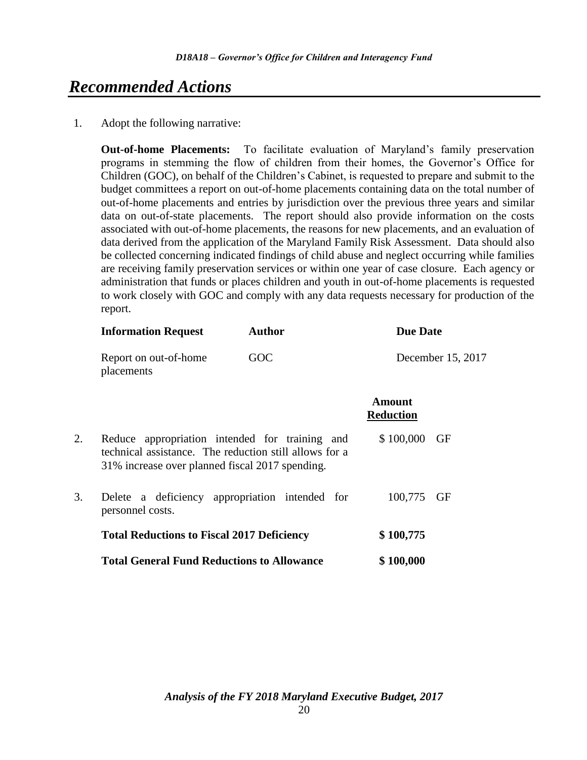# Recommended Actions

1. Adopt the following narrative:

   **Out-of-home Placements:** To facilitate evaluation of Maryland's family preservation programs in stemming the flow of children from their homes, the Governor's Office for Children (GOC), on behalf of the Children's Cabinet, is requested to prepare and submit to the budget committees a report on out-of-home placements containing data on the total number of out-of-home placements and entries by jurisdiction over the previous three years and similar data on out-of-state placements. The report should also provide information on the costs associated with out-of-home placements, the reasons for new placements, and an evaluation of data derived from the application of the Maryland Family Risk Assessment. Data should also be collected concerning indicated findings of child abuse and neglect occurring while families are receiving family preservation services or within one year of case closure. Each agency or administration that funds or places children and youth in out-of-home placements is requested to work closely with GOC and comply with any data requests necessary for production of the report.

| Information Request | Author | Due Date |
|---|---|---|
| Report on out-of-home placements | GOC | December 15, 2017 |

| | | Amount Reduction | |
|---|---|---|---|
| 2. | Reduce appropriation intended for training and technical assistance. The reduction still allows for a 31% increase over planned fiscal 2017 spending. | $ 100,000 | GF |
| 3. | Delete a deficiency appropriation intended for personnel costs. | 100,775 | GF |
| | **Total Reductions to Fiscal 2017 Deficiency** | **$ 100,775** | |
| | **Total General Fund Reductions to Allowance** | **$ 100,000** | |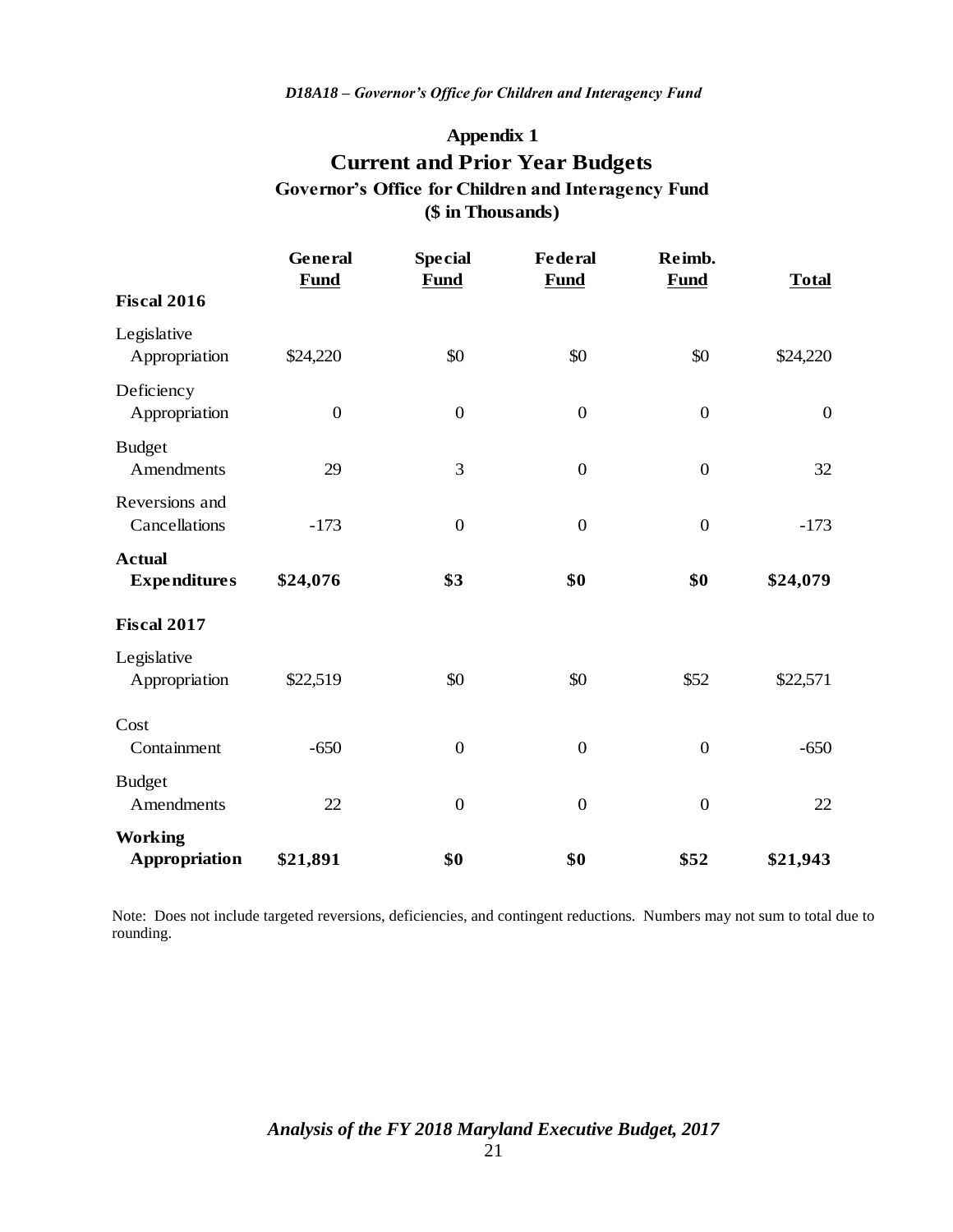## Appendix 1

# Current and Prior Year Budgets

### Governor's Office for Children and Interagency Fund
### ($ in Thousands)

| | General Fund | Special Fund | Federal Fund | Reimb. Fund | Total |
|---|---|---|---|---|---|
| **Fiscal 2016** | | | | | |
| Legislative Appropriation | $24,220 | $0 | $0 | $0 | $24,220 |
| Deficiency Appropriation | 0 | 0 | 0 | 0 | 0 |
| Budget Amendments | 29 | 3 | 0 | 0 | 32 |
| Reversions and Cancellations | -173 | 0 | 0 | 0 | -173 |
| **Actual Expenditures** | **$24,076** | **$3** | **$0** | **$0** | **$24,079** |
| **Fiscal 2017** | | | | | |
| Legislative Appropriation | $22,519 | $0 | $0 | $52 | $22,571 |
| Cost Containment | -650 | 0 | 0 | 0 | -650 |
| Budget Amendments | 22 | 0 | 0 | 0 | 22 |
| **Working Appropriation** | **$21,891** | **$0** | **$0** | **$52** | **$21,943** |

Note: Does not include targeted reversions, deficiencies, and contingent reductions. Numbers may not sum to total due to rounding.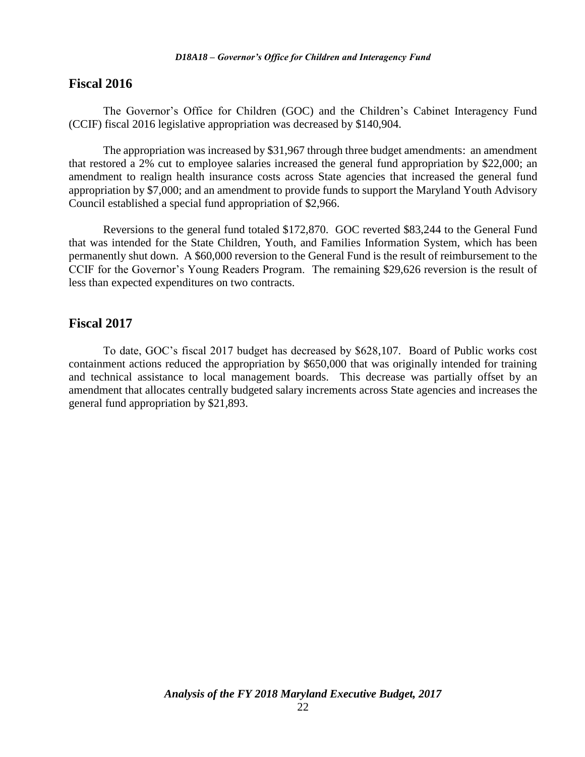## Fiscal 2016

The Governor's Office for Children (GOC) and the Children's Cabinet Interagency Fund (CCIF) fiscal 2016 legislative appropriation was decreased by $140,904.

The appropriation was increased by $31,967 through three budget amendments: an amendment that restored a 2% cut to employee salaries increased the general fund appropriation by $22,000; an amendment to realign health insurance costs across State agencies that increased the general fund appropriation by $7,000; and an amendment to provide funds to support the Maryland Youth Advisory Council established a special fund appropriation of $2,966.

Reversions to the general fund totaled $172,870. GOC reverted $83,244 to the General Fund that was intended for the State Children, Youth, and Families Information System, which has been permanently shut down. A $60,000 reversion to the General Fund is the result of reimbursement to the CCIF for the Governor's Young Readers Program. The remaining $29,626 reversion is the result of less than expected expenditures on two contracts.

## Fiscal 2017

To date, GOC's fiscal 2017 budget has decreased by $628,107. Board of Public works cost containment actions reduced the appropriation by $650,000 that was originally intended for training and technical assistance to local management boards. This decrease was partially offset by an amendment that allocates centrally budgeted salary increments across State agencies and increases the general fund appropriation by $21,893.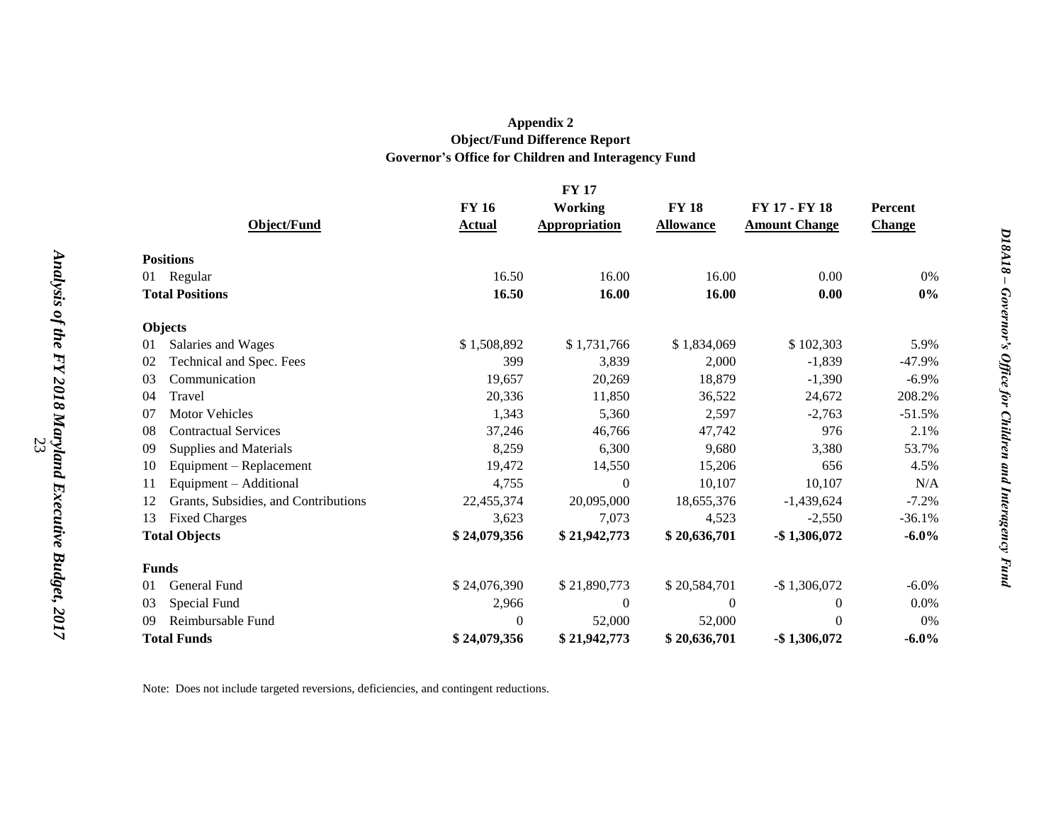**Appendix 2**
**Object/Fund Difference Report**
**Governor's Office for Children and Interagency Fund**

| Object/Fund | FY 16 Actual | FY 17 Working Appropriation | FY 18 Allowance | FY 17 - FY 18 Amount Change | Percent Change |
|---|---|---|---|---|---|
| **Positions** | | | | | |
| 01 Regular | 16.50 | 16.00 | 16.00 | 0.00 | 0% |
| **Total Positions** | **16.50** | **16.00** | **16.00** | **0.00** | **0%** |
| **Objects** | | | | | |
| 01 Salaries and Wages | $ 1,508,892 | $ 1,731,766 | $ 1,834,069 | $ 102,303 | 5.9% |
| 02 Technical and Spec. Fees | 399 | 3,839 | 2,000 | -1,839 | -47.9% |
| 03 Communication | 19,657 | 20,269 | 18,879 | -1,390 | -6.9% |
| 04 Travel | 20,336 | 11,850 | 36,522 | 24,672 | 208.2% |
| 07 Motor Vehicles | 1,343 | 5,360 | 2,597 | -2,763 | -51.5% |
| 08 Contractual Services | 37,246 | 46,766 | 47,742 | 976 | 2.1% |
| 09 Supplies and Materials | 8,259 | 6,300 | 9,680 | 3,380 | 53.7% |
| 10 Equipment – Replacement | 19,472 | 14,550 | 15,206 | 656 | 4.5% |
| 11 Equipment – Additional | 4,755 | 0 | 10,107 | 10,107 | N/A |
| 12 Grants, Subsidies, and Contributions | 22,455,374 | 20,095,000 | 18,655,376 | -1,439,624 | -7.2% |
| 13 Fixed Charges | 3,623 | 7,073 | 4,523 | -2,550 | -36.1% |
| **Total Objects** | **$ 24,079,356** | **$ 21,942,773** | **$ 20,636,701** | **-$ 1,306,072** | **-6.0%** |
| **Funds** | | | | | |
| 01 General Fund | $ 24,076,390 | $ 21,890,773 | $ 20,584,701 | -$ 1,306,072 | -6.0% |
| 03 Special Fund | 2,966 | 0 | 0 | 0 | 0.0% |
| 09 Reimbursable Fund | 0 | 52,000 | 52,000 | 0 | 0% |
| **Total Funds** | **$ 24,079,356** | **$ 21,942,773** | **$ 20,636,701** | **-$ 1,306,072** | **-6.0%** |

Note: Does not include targeted reversions, deficiencies, and contingent reductions.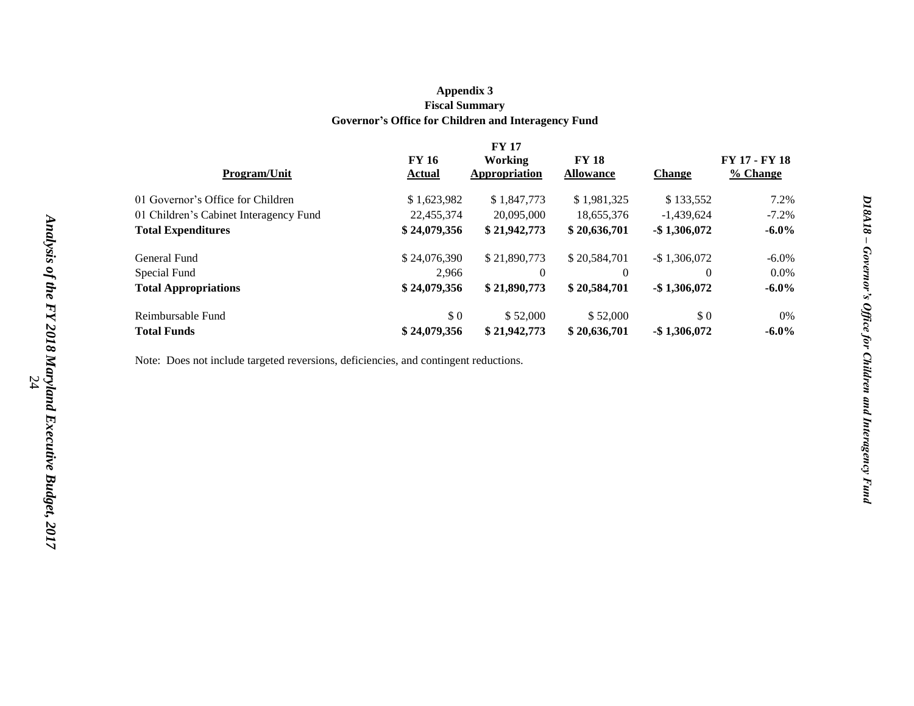**Appendix 3**
**Fiscal Summary**
**Governor's Office for Children and Interagency Fund**

| Program/Unit | FY 16 Actual | FY 17 Working Appropriation | FY 18 Allowance | Change | FY 17 - FY 18 % Change |
|---|---|---|---|---|---|
| 01 Governor's Office for Children | $ 1,623,982 | $ 1,847,773 | $ 1,981,325 | $ 133,552 | 7.2% |
| 01 Children's Cabinet Interagency Fund | 22,455,374 | 20,095,000 | 18,655,376 | -1,439,624 | -7.2% |
| **Total Expenditures** | **$ 24,079,356** | **$ 21,942,773** | **$ 20,636,701** | **-$ 1,306,072** | **-6.0%** |
| | | | | | |
| General Fund | $ 24,076,390 | $ 21,890,773 | $ 20,584,701 | -$ 1,306,072 | -6.0% |
| Special Fund | 2,966 | 0 | 0 | 0 | 0.0% |
| **Total Appropriations** | **$ 24,079,356** | **$ 21,890,773** | **$ 20,584,701** | **-$ 1,306,072** | **-6.0%** |
| | | | | | |
| Reimbursable Fund | $ 0 | $ 52,000 | $ 52,000 | $ 0 | 0% |
| **Total Funds** | **$ 24,079,356** | **$ 21,942,773** | **$ 20,636,701** | **-$ 1,306,072** | **-6.0%** |

Note: Does not include targeted reversions, deficiencies, and contingent reductions.